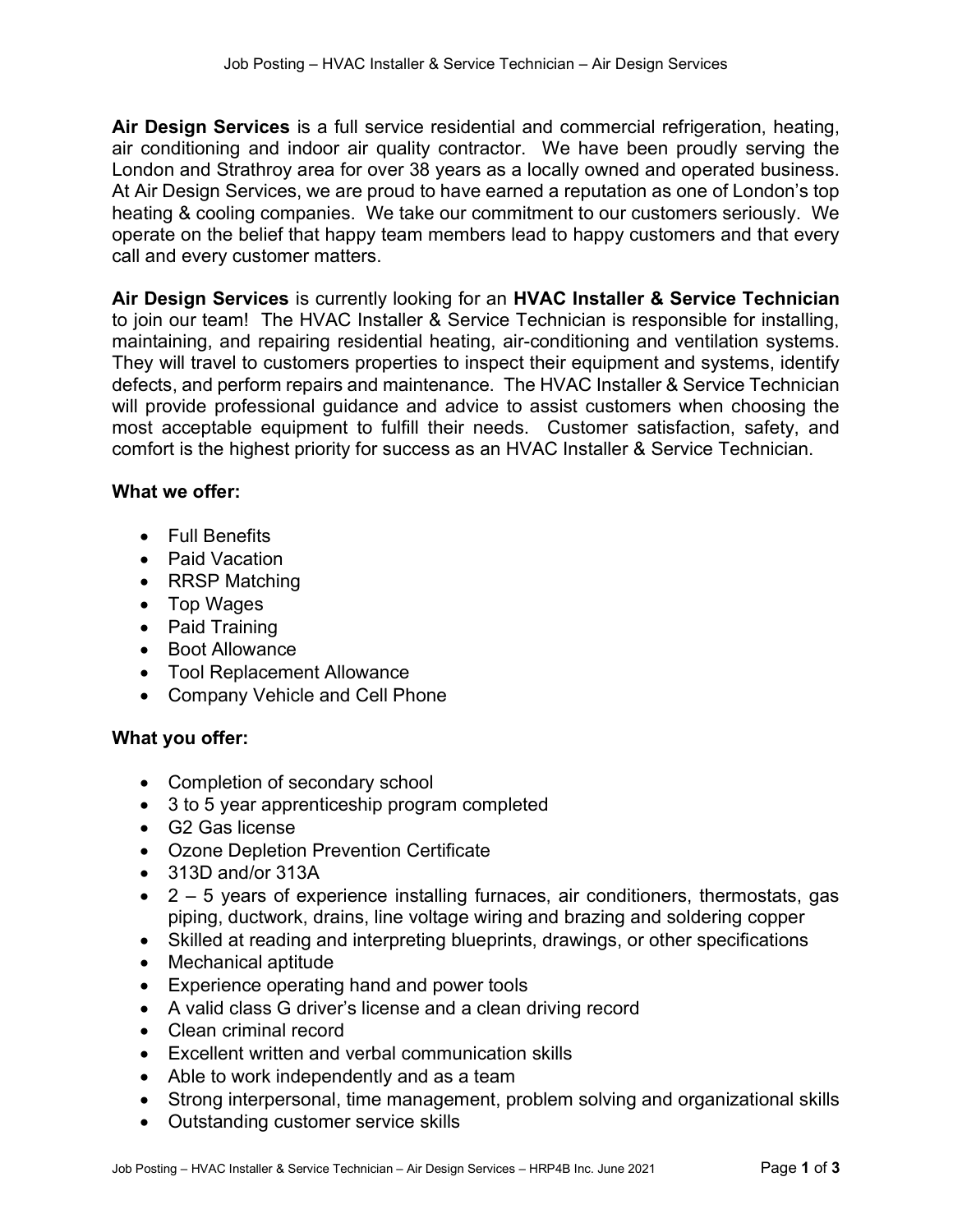**Air Design Services** is a full service residential and commercial refrigeration, heating, air conditioning and indoor air quality contractor. We have been proudly serving the London and Strathroy area for over 38 years as a locally owned and operated business. At Air Design Services, we are proud to have earned a reputation as one of London's top heating & cooling companies. We take our commitment to our customers seriously. We operate on the belief that happy team members lead to happy customers and that every call and every customer matters.

**Air Design Services** is currently looking for an **HVAC Installer & Service Technician** to join our team! The HVAC Installer & Service Technician is responsible for installing, maintaining, and repairing residential heating, air-conditioning and ventilation systems. They will travel to customers properties to inspect their equipment and systems, identify defects, and perform repairs and maintenance. The HVAC Installer & Service Technician will provide professional guidance and advice to assist customers when choosing the most acceptable equipment to fulfill their needs. Customer satisfaction, safety, and comfort is the highest priority for success as an HVAC Installer & Service Technician.

**What we offer:**

- Full Benefits
- Paid Vacation
- RRSP Matching
- Top Wages
- Paid Training
- Boot Allowance
- Tool Replacement Allowance
- Company Vehicle and Cell Phone

**What you offer:**

- Completion of secondary school
- 3 to 5 year apprenticeship program completed
- G2 Gas license
- Ozone Depletion Prevention Certificate
- 313D and/or 313A
- 2 – 5 years of experience installing furnaces, air conditioners, thermostats, gas piping, ductwork, drains, line voltage wiring and brazing and soldering copper
- Skilled at reading and interpreting blueprints, drawings, or other specifications
- Mechanical aptitude
- Experience operating hand and power tools
- A valid class G driver's license and a clean driving record
- Clean criminal record
- Excellent written and verbal communication skills
- Able to work independently and as a team
- Strong interpersonal, time management, problem solving and organizational skills
- Outstanding customer service skills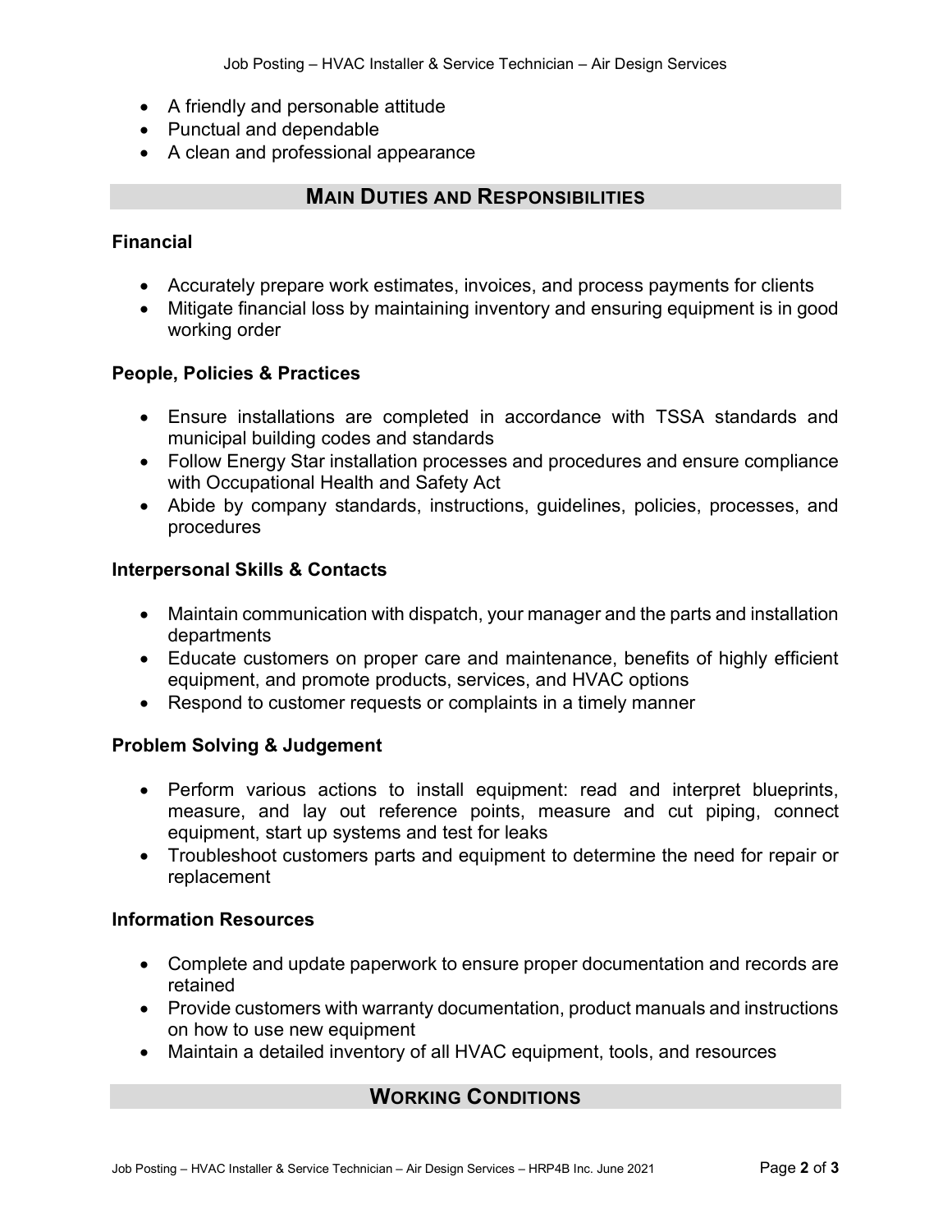- A friendly and personable attitude
- Punctual and dependable
- A clean and professional appearance

## Main Duties and Responsibilities

### Financial

- Accurately prepare work estimates, invoices, and process payments for clients
- Mitigate financial loss by maintaining inventory and ensuring equipment is in good working order

### People, Policies & Practices

- Ensure installations are completed in accordance with TSSA standards and municipal building codes and standards
- Follow Energy Star installation processes and procedures and ensure compliance with Occupational Health and Safety Act
- Abide by company standards, instructions, guidelines, policies, processes, and procedures

### Interpersonal Skills & Contacts

- Maintain communication with dispatch, your manager and the parts and installation departments
- Educate customers on proper care and maintenance, benefits of highly efficient equipment, and promote products, services, and HVAC options
- Respond to customer requests or complaints in a timely manner

### Problem Solving & Judgement

- Perform various actions to install equipment: read and interpret blueprints, measure, and lay out reference points, measure and cut piping, connect equipment, start up systems and test for leaks
- Troubleshoot customers parts and equipment to determine the need for repair or replacement

### Information Resources

- Complete and update paperwork to ensure proper documentation and records are retained
- Provide customers with warranty documentation, product manuals and instructions on how to use new equipment
- Maintain a detailed inventory of all HVAC equipment, tools, and resources

## Working Conditions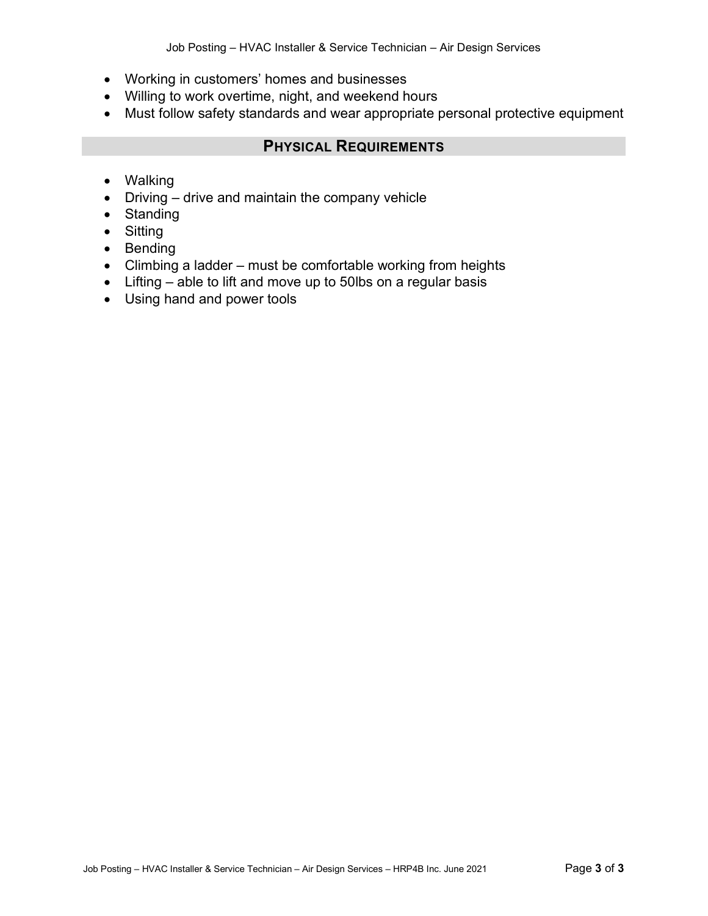- Working in customers' homes and businesses
- Willing to work overtime, night, and weekend hours
- Must follow safety standards and wear appropriate personal protective equipment

## PHYSICAL REQUIREMENTS

- Walking
- Driving – drive and maintain the company vehicle
- Standing
- Sitting
- Bending
- Climbing a ladder – must be comfortable working from heights
- Lifting – able to lift and move up to 50lbs on a regular basis
- Using hand and power tools